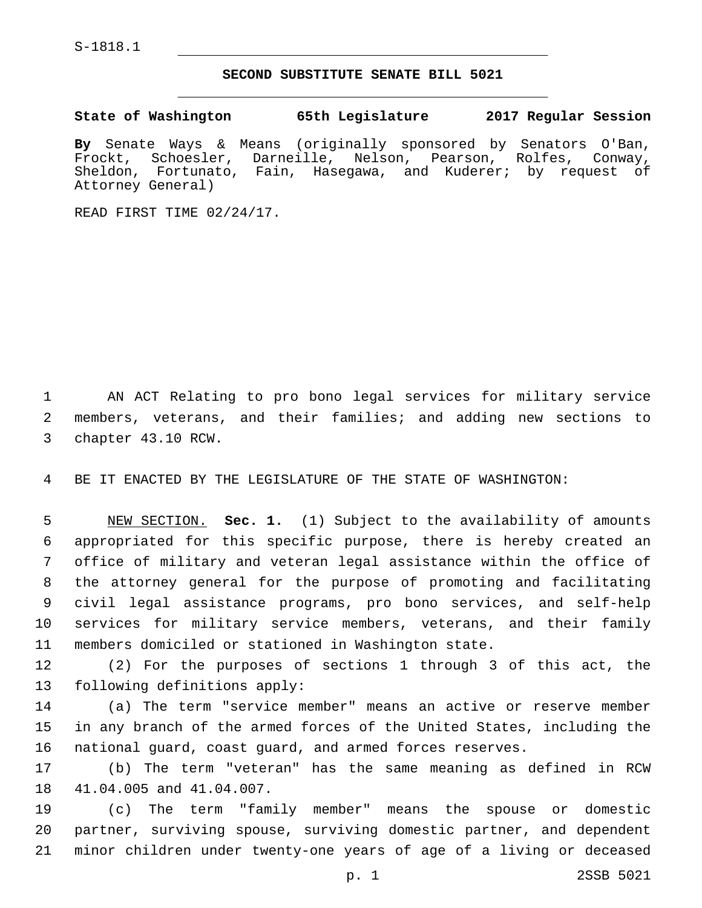S-1818.1

## SECOND SUBSTITUTE SENATE BILL 5021

**State of Washington 65th Legislature 2017 Regular Session**

**By** Senate Ways & Means (originally sponsored by Senators O'Ban, Frockt, Schoesler, Darneille, Nelson, Pearson, Rolfes, Conway, Sheldon, Fortunato, Fain, Hasegawa, and Kuderer; by request of Attorney General)

READ FIRST TIME 02/24/17.

AN ACT Relating to pro bono legal services for military service members, veterans, and their families; and adding new sections to chapter 43.10 RCW.

BE IT ENACTED BY THE LEGISLATURE OF THE STATE OF WASHINGTON:

NEW SECTION. **Sec. 1.** (1) Subject to the availability of amounts appropriated for this specific purpose, there is hereby created an office of military and veteran legal assistance within the office of the attorney general for the purpose of promoting and facilitating civil legal assistance programs, pro bono services, and self-help services for military service members, veterans, and their family members domiciled or stationed in Washington state.

(2) For the purposes of sections 1 through 3 of this act, the following definitions apply:

(a) The term "service member" means an active or reserve member in any branch of the armed forces of the United States, including the national guard, coast guard, and armed forces reserves.

(b) The term "veteran" has the same meaning as defined in RCW 41.04.005 and 41.04.007.

(c) The term "family member" means the spouse or domestic partner, surviving spouse, surviving domestic partner, and dependent minor children under twenty-one years of age of a living or deceased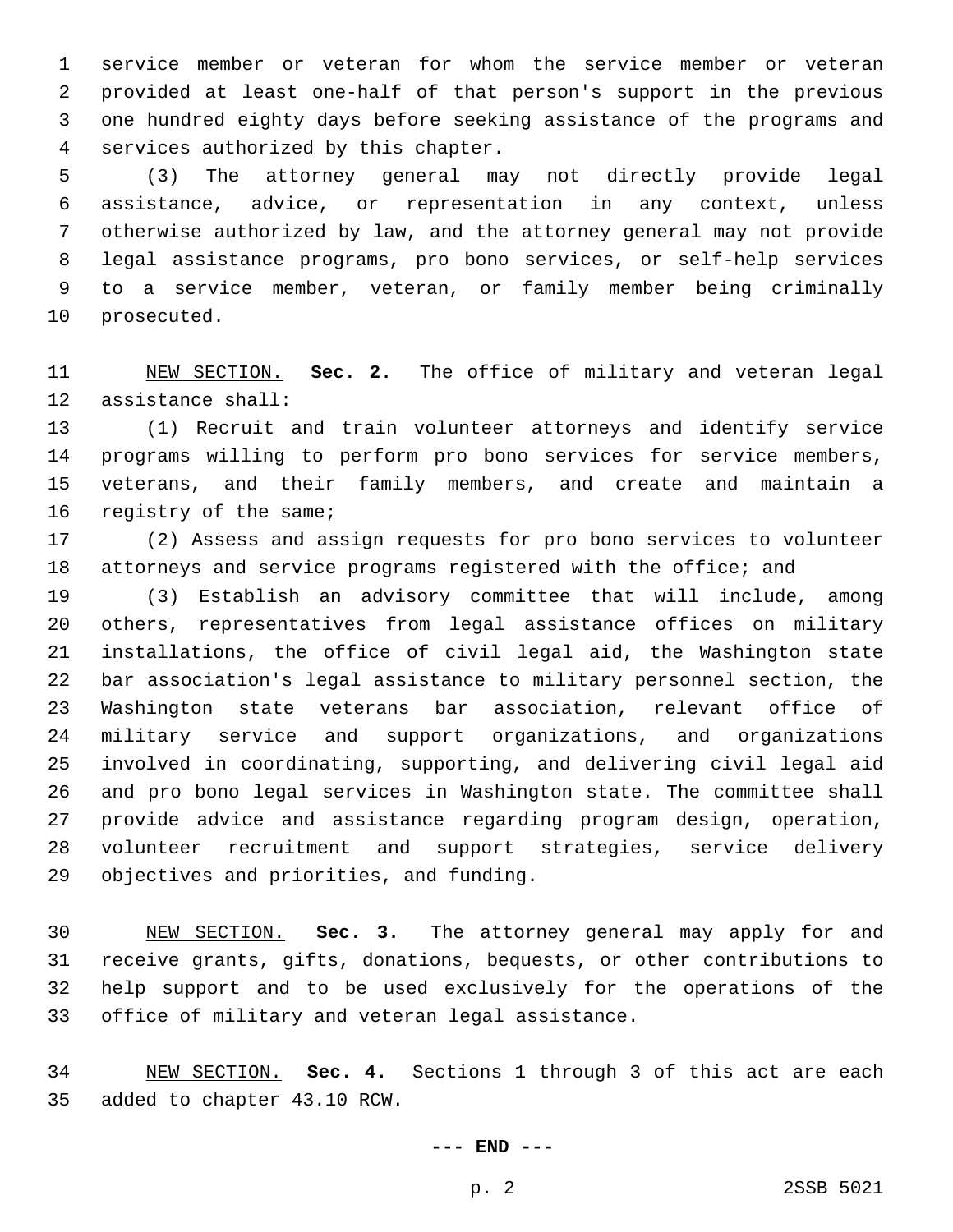service member or veteran for whom the service member or veteran provided at least one-half of that person's support in the previous one hundred eighty days before seeking assistance of the programs and services authorized by this chapter.

(3) The attorney general may not directly provide legal assistance, advice, or representation in any context, unless otherwise authorized by law, and the attorney general may not provide legal assistance programs, pro bono services, or self-help services to a service member, veteran, or family member being criminally prosecuted.

NEW SECTION. **Sec. 2.** The office of military and veteran legal assistance shall:

(1) Recruit and train volunteer attorneys and identify service programs willing to perform pro bono services for service members, veterans, and their family members, and create and maintain a registry of the same;

(2) Assess and assign requests for pro bono services to volunteer attorneys and service programs registered with the office; and

(3) Establish an advisory committee that will include, among others, representatives from legal assistance offices on military installations, the office of civil legal aid, the Washington state bar association's legal assistance to military personnel section, the Washington state veterans bar association, relevant office of military service and support organizations, and organizations involved in coordinating, supporting, and delivering civil legal aid and pro bono legal services in Washington state. The committee shall provide advice and assistance regarding program design, operation, volunteer recruitment and support strategies, service delivery objectives and priorities, and funding.

NEW SECTION. **Sec. 3.** The attorney general may apply for and receive grants, gifts, donations, bequests, or other contributions to help support and to be used exclusively for the operations of the office of military and veteran legal assistance.

NEW SECTION. **Sec. 4.** Sections 1 through 3 of this act are each added to chapter 43.10 RCW.

**--- END ---**